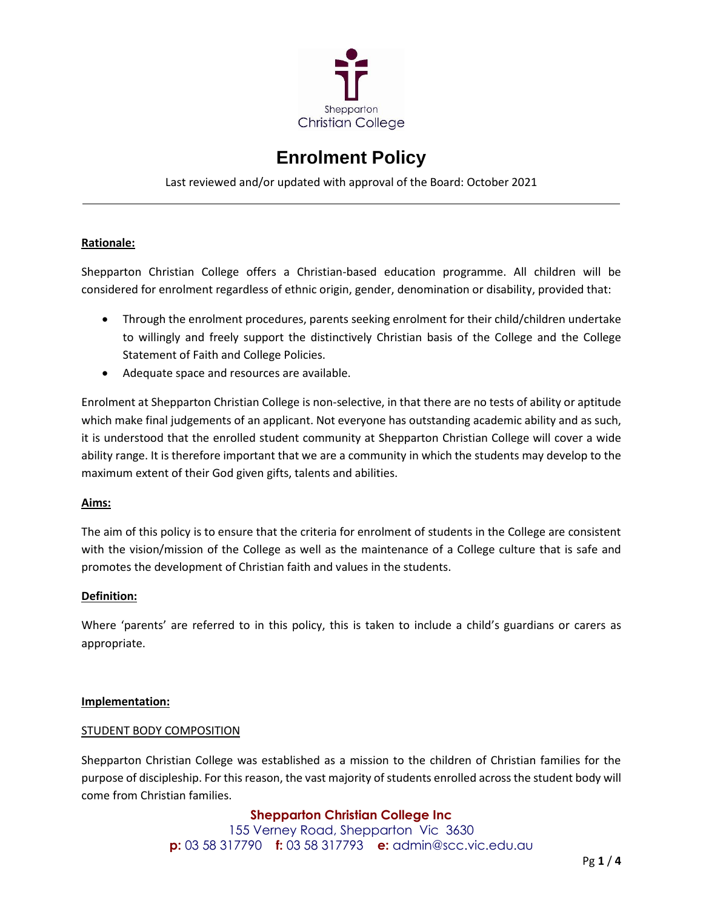# Enrolment Policy

Last reviewed and/or updated with approval of the Board: October 2021

---

**Rationale:**

Shepparton Christian College offers a Christian-based education programme. All children will be considered for enrolment regardless of ethnic origin, gender, denomination or disability, provided that:

- Through the enrolment procedures, parents seeking enrolment for their child/children undertake to willingly and freely support the distinctively Christian basis of the College and the College Statement of Faith and College Policies.
- Adequate space and resources are available.

Enrolment at Shepparton Christian College is non-selective, in that there are no tests of ability or aptitude which make final judgements of an applicant. Not everyone has outstanding academic ability and as such, it is understood that the enrolled student community at Shepparton Christian College will cover a wide ability range. It is therefore important that we are a community in which the students may develop to the maximum extent of their God given gifts, talents and abilities.

**Aims:**

The aim of this policy is to ensure that the criteria for enrolment of students in the College are consistent with the vision/mission of the College as well as the maintenance of a College culture that is safe and promotes the development of Christian faith and values in the students.

**Definition:**

Where 'parents' are referred to in this policy, this is taken to include a child's guardians or carers as appropriate.

**Implementation:**

STUDENT BODY COMPOSITION

Shepparton Christian College was established as a mission to the children of Christian families for the purpose of discipleship. For this reason, the vast majority of students enrolled across the student body will come from Christian families.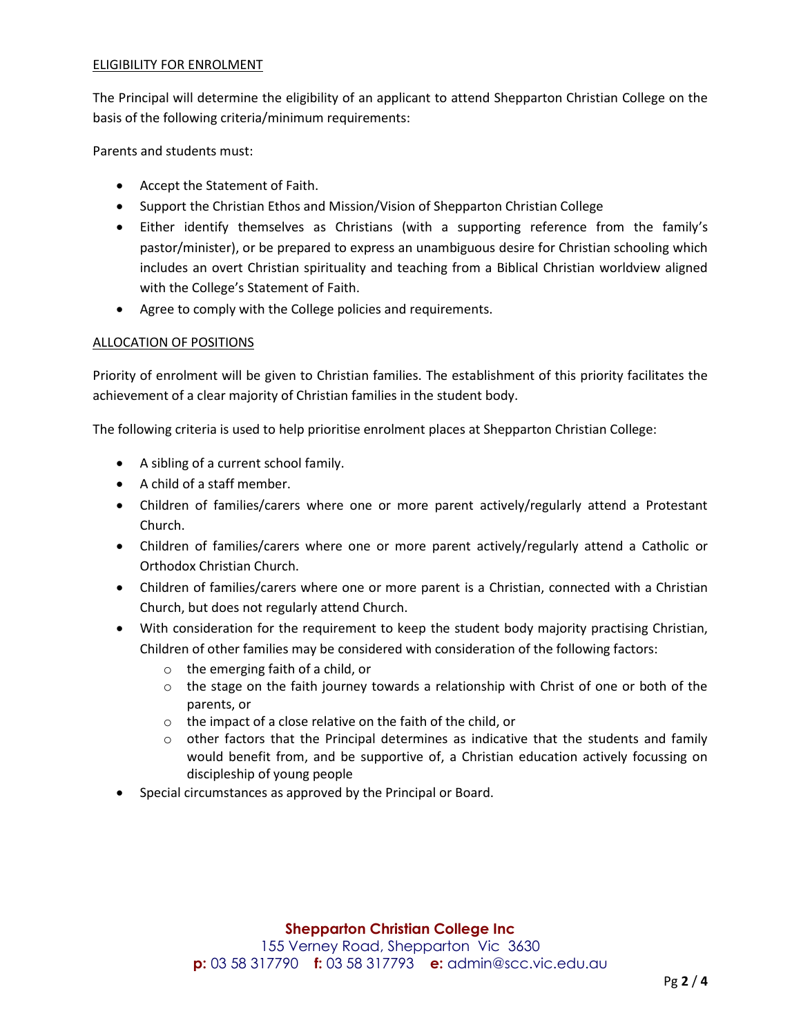## ELIGIBILITY FOR ENROLMENT

The Principal will determine the eligibility of an applicant to attend Shepparton Christian College on the basis of the following criteria/minimum requirements:

Parents and students must:

- Accept the Statement of Faith.
- Support the Christian Ethos and Mission/Vision of Shepparton Christian College
- Either identify themselves as Christians (with a supporting reference from the family's pastor/minister), or be prepared to express an unambiguous desire for Christian schooling which includes an overt Christian spirituality and teaching from a Biblical Christian worldview aligned with the College's Statement of Faith.
- Agree to comply with the College policies and requirements.

## ALLOCATION OF POSITIONS

Priority of enrolment will be given to Christian families. The establishment of this priority facilitates the achievement of a clear majority of Christian families in the student body.

The following criteria is used to help prioritise enrolment places at Shepparton Christian College:

- A sibling of a current school family.
- A child of a staff member.
- Children of families/carers where one or more parent actively/regularly attend a Protestant Church.
- Children of families/carers where one or more parent actively/regularly attend a Catholic or Orthodox Christian Church.
- Children of families/carers where one or more parent is a Christian, connected with a Christian Church, but does not regularly attend Church.
- With consideration for the requirement to keep the student body majority practising Christian, Children of other families may be considered with consideration of the following factors:
  - the emerging faith of a child, or
  - the stage on the faith journey towards a relationship with Christ of one or both of the parents, or
  - the impact of a close relative on the faith of the child, or
  - other factors that the Principal determines as indicative that the students and family would benefit from, and be supportive of, a Christian education actively focussing on discipleship of young people
- Special circumstances as approved by the Principal or Board.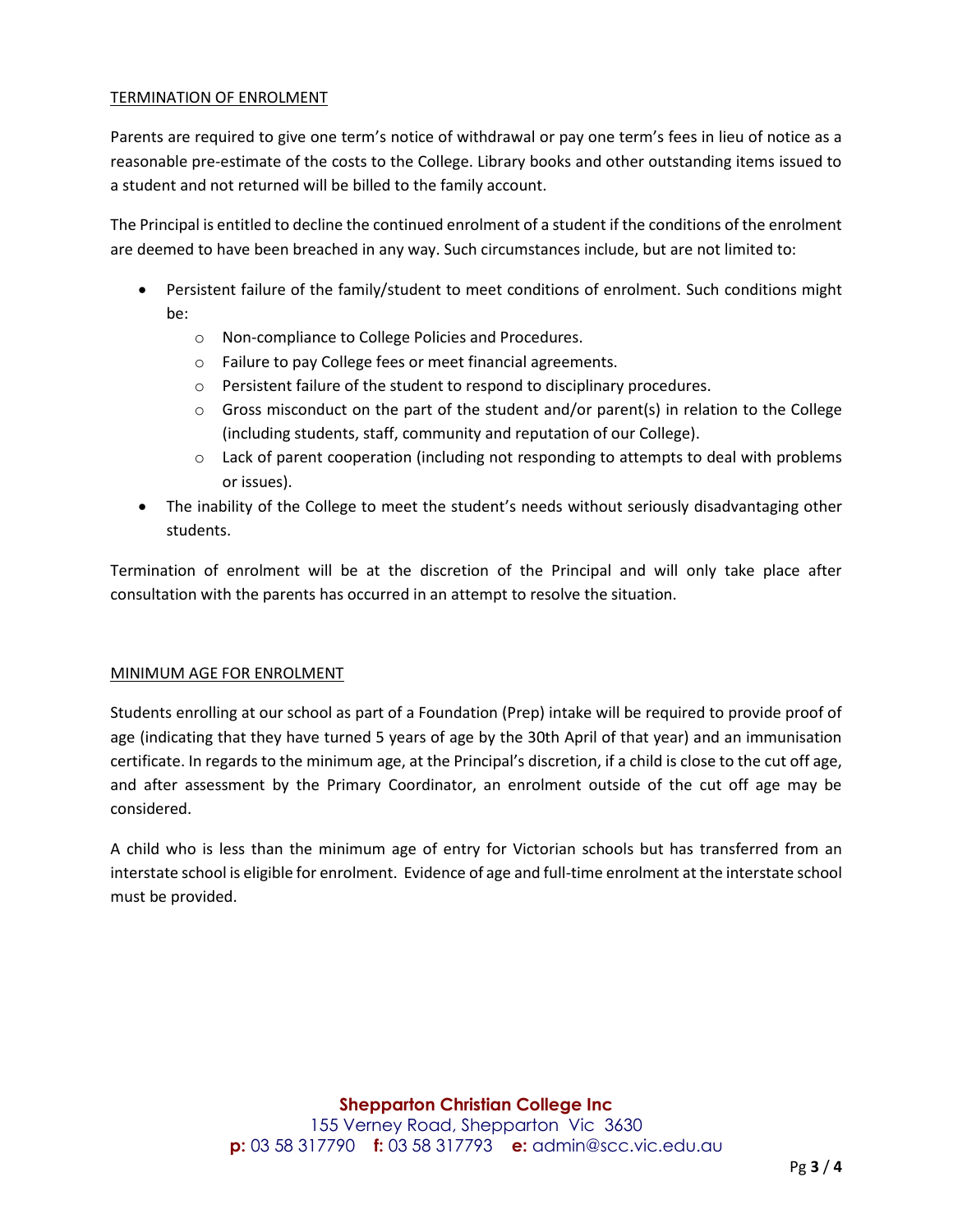## TERMINATION OF ENROLMENT

Parents are required to give one term's notice of withdrawal or pay one term's fees in lieu of notice as a reasonable pre-estimate of the costs to the College. Library books and other outstanding items issued to a student and not returned will be billed to the family account.

The Principal is entitled to decline the continued enrolment of a student if the conditions of the enrolment are deemed to have been breached in any way. Such circumstances include, but are not limited to:

- Persistent failure of the family/student to meet conditions of enrolment. Such conditions might be:
  - Non-compliance to College Policies and Procedures.
  - Failure to pay College fees or meet financial agreements.
  - Persistent failure of the student to respond to disciplinary procedures.
  - Gross misconduct on the part of the student and/or parent(s) in relation to the College (including students, staff, community and reputation of our College).
  - Lack of parent cooperation (including not responding to attempts to deal with problems or issues).
- The inability of the College to meet the student's needs without seriously disadvantaging other students.

Termination of enrolment will be at the discretion of the Principal and will only take place after consultation with the parents has occurred in an attempt to resolve the situation.

## MINIMUM AGE FOR ENROLMENT

Students enrolling at our school as part of a Foundation (Prep) intake will be required to provide proof of age (indicating that they have turned 5 years of age by the 30th April of that year) and an immunisation certificate. In regards to the minimum age, at the Principal's discretion, if a child is close to the cut off age, and after assessment by the Primary Coordinator, an enrolment outside of the cut off age may be considered.

A child who is less than the minimum age of entry for Victorian schools but has transferred from an interstate school is eligible for enrolment. Evidence of age and full-time enrolment at the interstate school must be provided.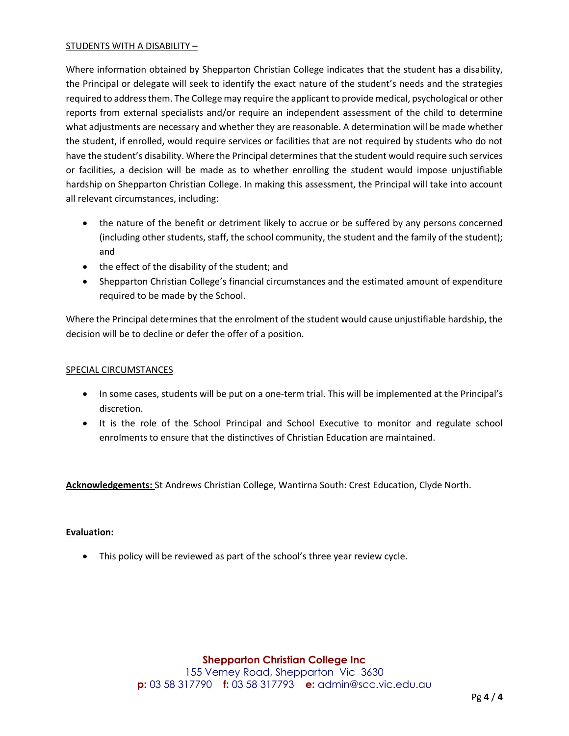STUDENTS WITH A DISABILITY –

Where information obtained by Shepparton Christian College indicates that the student has a disability, the Principal or delegate will seek to identify the exact nature of the student's needs and the strategies required to address them. The College may require the applicant to provide medical, psychological or other reports from external specialists and/or require an independent assessment of the child to determine what adjustments are necessary and whether they are reasonable. A determination will be made whether the student, if enrolled, would require services or facilities that are not required by students who do not have the student's disability. Where the Principal determines that the student would require such services or facilities, a decision will be made as to whether enrolling the student would impose unjustifiable hardship on Shepparton Christian College. In making this assessment, the Principal will take into account all relevant circumstances, including:

- the nature of the benefit or detriment likely to accrue or be suffered by any persons concerned (including other students, staff, the school community, the student and the family of the student); and
- the effect of the disability of the student; and
- Shepparton Christian College's financial circumstances and the estimated amount of expenditure required to be made by the School.

Where the Principal determines that the enrolment of the student would cause unjustifiable hardship, the decision will be to decline or defer the offer of a position.

SPECIAL CIRCUMSTANCES

- In some cases, students will be put on a one-term trial. This will be implemented at the Principal's discretion.
- It is the role of the School Principal and School Executive to monitor and regulate school enrolments to ensure that the distinctives of Christian Education are maintained.

**Acknowledgements:** St Andrews Christian College, Wantirna South: Crest Education, Clyde North.

**Evaluation:**

- This policy will be reviewed as part of the school's three year review cycle.

**Shepparton Christian College Inc**
155 Verney Road, Shepparton Vic 3630
**p:** 03 58 317790 **f:** 03 58 317793 **e:** admin@scc.vic.edu.au